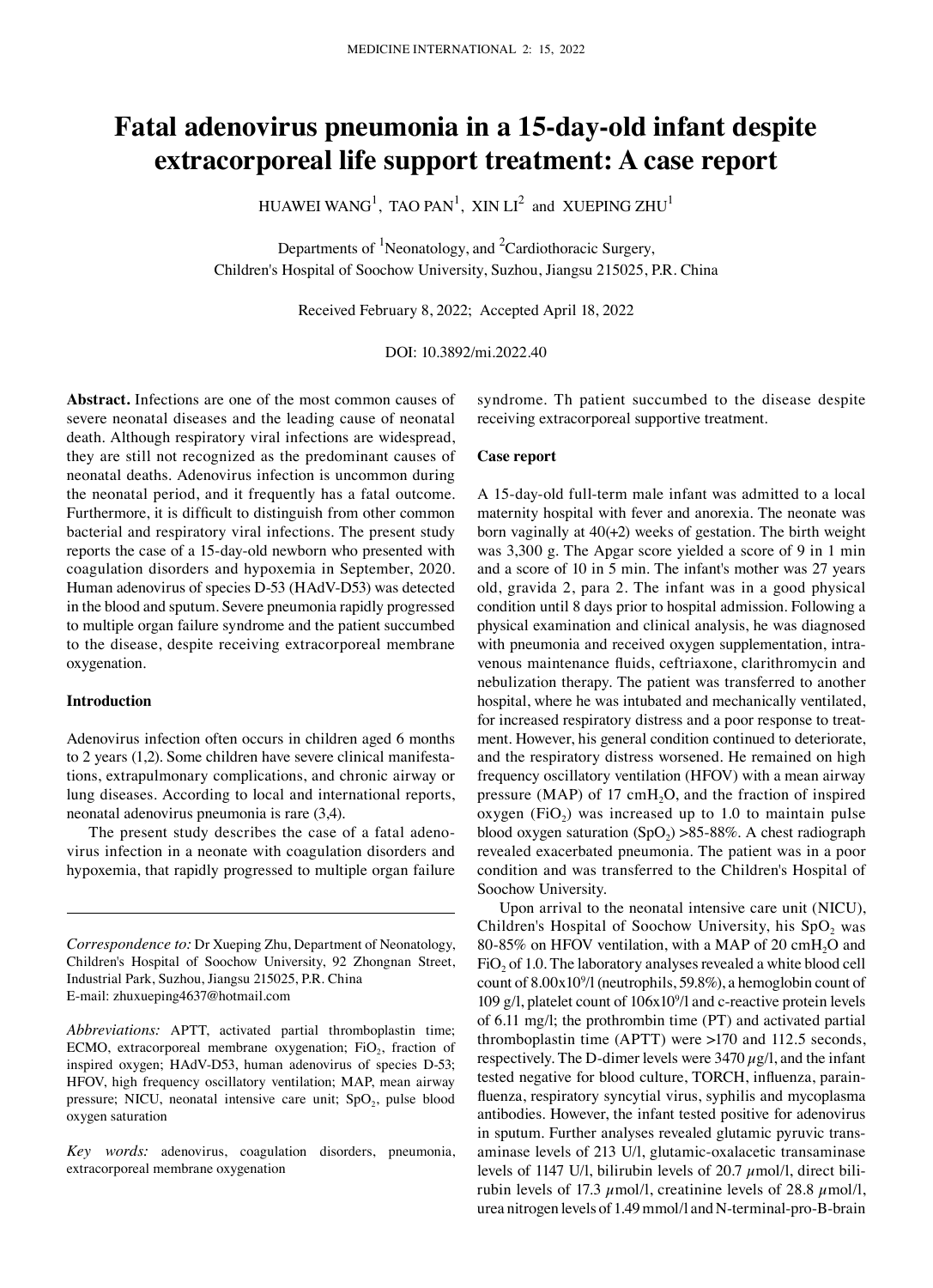# Fatal adenovirus pneumonia in a 15-day-old infant despite extracorporeal life support treatment: A case report

HUAWEI WANG[1], TAO PAN[1], XIN LI[2] and XUEPING ZHU[1]

Departments of [1]Neonatology, and [2]Cardiothoracic Surgery, Children's Hospital of Soochow University, Suzhou, Jiangsu 215025, P.R. China

Received February 8, 2022; Accepted April 18, 2022

DOI: 10.3892/mi.2022.40

**Abstract.** Infections are one of the most common causes of severe neonatal diseases and the leading cause of neonatal death. Although respiratory viral infections are widespread, they are still not recognized as the predominant causes of neonatal deaths. Adenovirus infection is uncommon during the neonatal period, and it frequently has a fatal outcome. Furthermore, it is difficult to distinguish from other common bacterial and respiratory viral infections. The present study reports the case of a 15-day-old newborn who presented with coagulation disorders and hypoxemia in September, 2020. Human adenovirus of species D-53 (HAdV-D53) was detected in the blood and sputum. Severe pneumonia rapidly progressed to multiple organ failure syndrome and the patient succumbed to the disease, despite receiving extracorporeal membrane oxygenation.

## Introduction

Adenovirus infection often occurs in children aged 6 months to 2 years (1,2). Some children have severe clinical manifestations, extrapulmonary complications, and chronic airway or lung diseases. According to local and international reports, neonatal adenovirus pneumonia is rare (3,4).

The present study describes the case of a fatal adenovirus infection in a neonate with coagulation disorders and hypoxemia, that rapidly progressed to multiple organ failure syndrome. Th patient succumbed to the disease despite receiving extracorporeal supportive treatment.

## Case report

A 15-day-old full-term male infant was admitted to a local maternity hospital with fever and anorexia. The neonate was born vaginally at 40(+2) weeks of gestation. The birth weight was 3,300 g. The Apgar score yielded a score of 9 in 1 min and a score of 10 in 5 min. The infant's mother was 27 years old, gravida 2, para 2. The infant was in a good physical condition until 8 days prior to hospital admission. Following a physical examination and clinical analysis, he was diagnosed with pneumonia and received oxygen supplementation, intravenous maintenance fluids, ceftriaxone, clarithromycin and nebulization therapy. The patient was transferred to another hospital, where he was intubated and mechanically ventilated, for increased respiratory distress and a poor response to treatment. However, his general condition continued to deteriorate, and the respiratory distress worsened. He remained on high frequency oscillatory ventilation (HFOV) with a mean airway pressure (MAP) of 17 $cmH_2O$, and the fraction of inspired oxygen ($FiO_2$) was increased up to 1.0 to maintain pulse blood oxygen saturation ($SpO_2$) >85-88%. A chest radiograph revealed exacerbated pneumonia. The patient was in a poor condition and was transferred to the Children's Hospital of Soochow University.

Upon arrival to the neonatal intensive care unit (NICU), Children's Hospital of Soochow University, his $SpO_2$ was 80-85% on HFOV ventilation, with a MAP of 20 $cmH_2O$ and $FiO_2$ of 1.0. The laboratory analyses revealed a white blood cell count of $8.00 \times 10^9$/l (neutrophils, 59.8%), a hemoglobin count of 109 g/l, platelet count of $106 \times 10^9$/l and c-reactive protein levels of 6.11 mg/l; the prothrombin time (PT) and activated partial thromboplastin time (APTT) were >170 and 112.5 seconds, respectively. The D-dimer levels were 3470 $\mu$g/l, and the infant tested negative for blood culture, TORCH, influenza, parainfluenza, respiratory syncytial virus, syphilis and mycoplasma antibodies. However, the infant tested positive for adenovirus in sputum. Further analyses revealed glutamic pyruvic transaminase levels of 213 U/l, glutamic-oxalacetic transaminase levels of 1147 U/l, bilirubin levels of 20.7 $\mu$mol/l, direct bilirubin levels of 17.3 $\mu$mol/l, creatinine levels of 28.8 $\mu$mol/l, urea nitrogen levels of 1.49 mmol/l and N-terminal-pro-B-brain

*Correspondence to:* Dr Xueping Zhu, Department of Neonatology, Children's Hospital of Soochow University, 92 Zhongnan Street, Industrial Park, Suzhou, Jiangsu 215025, P.R. China
E-mail: zhuxueping4637@hotmail.com

*Abbreviations:* APTT, activated partial thromboplastin time; ECMO, extracorporeal membrane oxygenation; $FiO_2$, fraction of inspired oxygen; HAdV-D53, human adenovirus of species D-53; HFOV, high frequency oscillatory ventilation; MAP, mean airway pressure; NICU, neonatal intensive care unit; $SpO_2$, pulse blood oxygen saturation

*Key words:* adenovirus, coagulation disorders, pneumonia, extracorporeal membrane oxygenation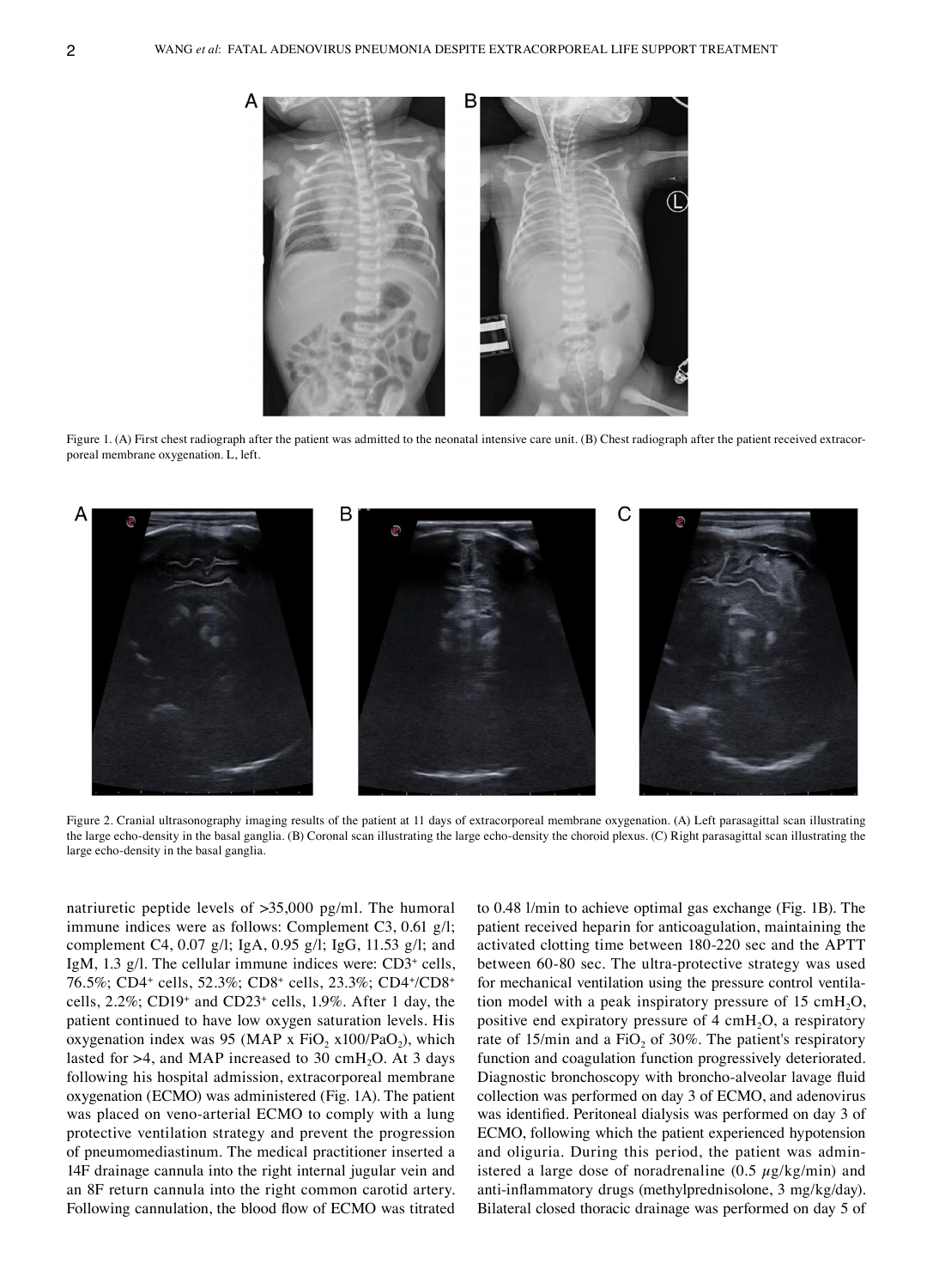Figure 1. (A) First chest radiograph after the patient was admitted to the neonatal intensive care unit. (B) Chest radiograph after the patient received extracorporeal membrane oxygenation. L, left.

Figure 2. Cranial ultrasonography imaging results of the patient at 11 days of extracorporeal membrane oxygenation. (A) Left parasagittal scan illustrating the large echo-density in the basal ganglia. (B) Coronal scan illustrating the large echo-density the choroid plexus. (C) Right parasagittal scan illustrating the large echo-density in the basal ganglia.

natriuretic peptide levels of >35,000 pg/ml. The humoral immune indices were as follows: Complement C3, 0.61 g/l; complement C4, 0.07 g/l; IgA, 0.95 g/l; IgG, 11.53 g/l; and IgM, 1.3 g/l. The cellular immune indices were: $CD3^+$ cells, 76.5%; $CD4^+$ cells, 52.3%; $CD8^+$ cells, 23.3%; $CD4^+/CD8^+$ cells, 2.2%; $CD19^+$ and $CD23^+$ cells, 1.9%. After 1 day, the patient continued to have low oxygen saturation levels. His oxygenation index was 95 (MAP x $FiO_2$ x100/$PaO_2$), which lasted for >4, and MAP increased to 30 $cmH_2O$. At 3 days following his hospital admission, extracorporeal membrane oxygenation (ECMO) was administered (Fig. 1A). The patient was placed on veno-arterial ECMO to comply with a lung protective ventilation strategy and prevent the progression of pneumomediastinum. The medical practitioner inserted a 14F drainage cannula into the right internal jugular vein and an 8F return cannula into the right common carotid artery. Following cannulation, the blood flow of ECMO was titrated to 0.48 l/min to achieve optimal gas exchange (Fig. 1B). The patient received heparin for anticoagulation, maintaining the activated clotting time between 180-220 sec and the APTT between 60-80 sec. The ultra-protective strategy was used for mechanical ventilation using the pressure control ventilation model with a peak inspiratory pressure of 15 $cmH_2O$, positive end expiratory pressure of 4 $cmH_2O$, a respiratory rate of 15/min and a $FiO_2$ of 30%. The patient's respiratory function and coagulation function progressively deteriorated. Diagnostic bronchoscopy with broncho-alveolar lavage fluid collection was performed on day 3 of ECMO, and adenovirus was identified. Peritoneal dialysis was performed on day 3 of ECMO, following which the patient experienced hypotension and oliguria. During this period, the patient was administered a large dose of noradrenaline (0.5 $\mu$g/kg/min) and anti-inflammatory drugs (methylprednisolone, 3 mg/kg/day). Bilateral closed thoracic drainage was performed on day 5 of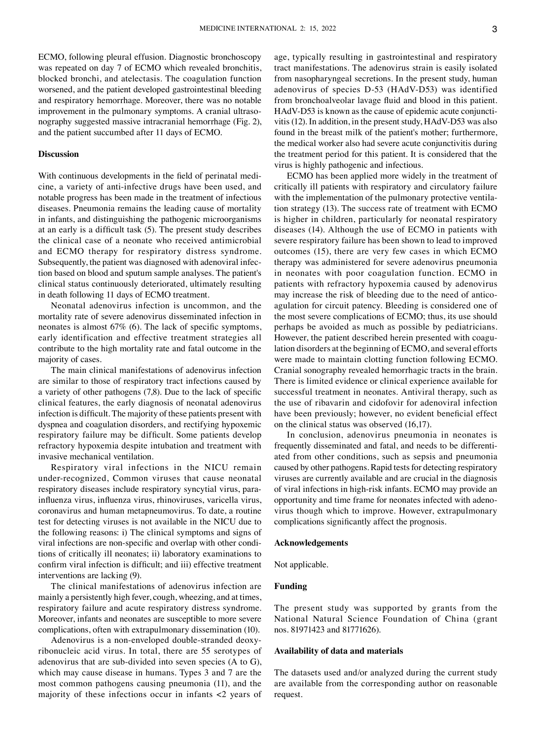ECMO, following pleural effusion. Diagnostic bronchoscopy was repeated on day 7 of ECMO which revealed bronchitis, blocked bronchi, and atelectasis. The coagulation function worsened, and the patient developed gastrointestinal bleeding and respiratory hemorrhage. Moreover, there was no notable improvement in the pulmonary symptoms. A cranial ultrasonography suggested massive intracranial hemorrhage (Fig. 2), and the patient succumbed after 11 days of ECMO.

## Discussion

With continuous developments in the field of perinatal medicine, a variety of anti-infective drugs have been used, and notable progress has been made in the treatment of infectious diseases. Pneumonia remains the leading cause of mortality in infants, and distinguishing the pathogenic microorganisms at an early is a difficult task (5). The present study describes the clinical case of a neonate who received antimicrobial and ECMO therapy for respiratory distress syndrome. Subsequently, the patient was diagnosed with adenoviral infection based on blood and sputum sample analyses. The patient's clinical status continuously deteriorated, ultimately resulting in death following 11 days of ECMO treatment.

Neonatal adenovirus infection is uncommon, and the mortality rate of severe adenovirus disseminated infection in neonates is almost 67% (6). The lack of specific symptoms, early identification and effective treatment strategies all contribute to the high mortality rate and fatal outcome in the majority of cases.

The main clinical manifestations of adenovirus infection are similar to those of respiratory tract infections caused by a variety of other pathogens (7,8). Due to the lack of specific clinical features, the early diagnosis of neonatal adenovirus infection is difficult. The majority of these patients present with dyspnea and coagulation disorders, and rectifying hypoxemic respiratory failure may be difficult. Some patients develop refractory hypoxemia despite intubation and treatment with invasive mechanical ventilation.

Respiratory viral infections in the NICU remain under-recognized, Common viruses that cause neonatal respiratory diseases include respiratory syncytial virus, parainfluenza virus, influenza virus, rhinoviruses, varicella virus, coronavirus and human metapneumovirus. To date, a routine test for detecting viruses is not available in the NICU due to the following reasons: i) The clinical symptoms and signs of viral infections are non-specific and overlap with other conditions of critically ill neonates; ii) laboratory examinations to confirm viral infection is difficult; and iii) effective treatment interventions are lacking (9).

The clinical manifestations of adenovirus infection are mainly a persistently high fever, cough, wheezing, and at times, respiratory failure and acute respiratory distress syndrome. Moreover, infants and neonates are susceptible to more severe complications, often with extrapulmonary dissemination (10).

Adenovirus is a non-enveloped double-stranded deoxyribonucleic acid virus. In total, there are 55 serotypes of adenovirus that are sub-divided into seven species (A to G), which may cause disease in humans. Types 3 and 7 are the most common pathogens causing pneumonia (11), and the majority of these infections occur in infants <2 years of age, typically resulting in gastrointestinal and respiratory tract manifestations. The adenovirus strain is easily isolated from nasopharyngeal secretions. In the present study, human adenovirus of species D-53 (HAdV-D53) was identified from bronchoalveolar lavage fluid and blood in this patient. HAdV-D53 is known as the cause of epidemic acute conjunctivitis (12). In addition, in the present study, HAdV-D53 was also found in the breast milk of the patient's mother; furthermore, the medical worker also had severe acute conjunctivitis during the treatment period for this patient. It is considered that the virus is highly pathogenic and infectious.

ECMO has been applied more widely in the treatment of critically ill patients with respiratory and circulatory failure with the implementation of the pulmonary protective ventilation strategy (13). The success rate of treatment with ECMO is higher in children, particularly for neonatal respiratory diseases (14). Although the use of ECMO in patients with severe respiratory failure has been shown to lead to improved outcomes (15), there are very few cases in which ECMO therapy was administered for severe adenovirus pneumonia in neonates with poor coagulation function. ECMO in patients with refractory hypoxemia caused by adenovirus may increase the risk of bleeding due to the need of anticoagulation for circuit patency. Bleeding is considered one of the most severe complications of ECMO; thus, its use should perhaps be avoided as much as possible by pediatricians. However, the patient described herein presented with coagulation disorders at the beginning of ECMO, and several efforts were made to maintain clotting function following ECMO. Cranial sonography revealed hemorrhagic tracts in the brain. There is limited evidence or clinical experience available for successful treatment in neonates. Antiviral therapy, such as the use of ribavarin and cidofovir for adenoviral infection have been previously; however, no evident beneficial effect on the clinical status was observed (16,17).

In conclusion, adenovirus pneumonia in neonates is frequently disseminated and fatal, and needs to be differentiated from other conditions, such as sepsis and pneumonia caused by other pathogens. Rapid tests for detecting respiratory viruses are currently available and are crucial in the diagnosis of viral infections in high-risk infants. ECMO may provide an opportunity and time frame for neonates infected with adenovirus though which to improve. However, extrapulmonary complications significantly affect the prognosis.

## Acknowledgements

Not applicable.

## Funding

The present study was supported by grants from the National Natural Science Foundation of China (grant nos. 81971423 and 81771626).

## Availability of data and materials

The datasets used and/or analyzed during the current study are available from the corresponding author on reasonable request.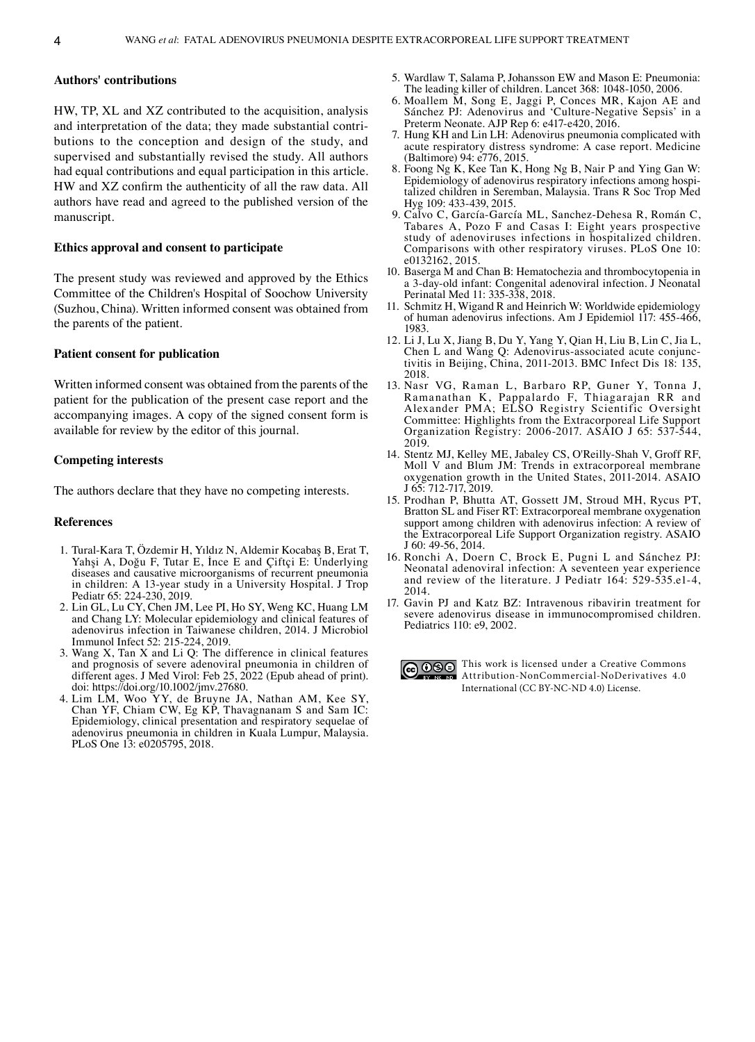## Authors' contributions

HW, TP, XL and XZ contributed to the acquisition, analysis and interpretation of the data; they made substantial contributions to the conception and design of the study, and supervised and substantially revised the study. All authors had equal contributions and equal participation in this article. HW and XZ confirm the authenticity of all the raw data. All authors have read and agreed to the published version of the manuscript.

## Ethics approval and consent to participate

The present study was reviewed and approved by the Ethics Committee of the Children's Hospital of Soochow University (Suzhou, China). Written informed consent was obtained from the parents of the patient.

## Patient consent for publication

Written informed consent was obtained from the parents of the patient for the publication of the present case report and the accompanying images. A copy of the signed consent form is available for review by the editor of this journal.

## Competing interests

The authors declare that they have no competing interests.

## References

1. Tural-Kara T, Özdemir H, Yıldız N, Aldemir Kocabaş B, Erat T, Yahşi A, Doğu F, Tutar E, İnce E and Çiftçi E: Underlying diseases and causative microorganisms of recurrent pneumonia in children: A 13-year study in a University Hospital. J Trop Pediatr 65: 224-230, 2019.
2. Lin GL, Lu CY, Chen JM, Lee PI, Ho SY, Weng KC, Huang LM and Chang LY: Molecular epidemiology and clinical features of adenovirus infection in Taiwanese children, 2014. J Microbiol Immunol Infect 52: 215-224, 2019.
3. Wang X, Tan X and Li Q: The difference in clinical features and prognosis of severe adenoviral pneumonia in children of different ages. J Med Virol: Feb 25, 2022 (Epub ahead of print). doi: https://doi.org/10.1002/jmv.27680.
4. Lim LM, Woo YY, de Bruyne JA, Nathan AM, Kee SY, Chan YF, Chiam CW, Eg KP, Thavagnanam S and Sam IC: Epidemiology, clinical presentation and respiratory sequelae of adenovirus pneumonia in children in Kuala Lumpur, Malaysia. PLoS One 13: e0205795, 2018.
5. Wardlaw T, Salama P, Johansson EW and Mason E: Pneumonia: The leading killer of children. Lancet 368: 1048-1050, 2006.
6. Moallem M, Song E, Jaggi P, Conces MR, Kajon AE and Sánchez PJ: Adenovirus and 'Culture-Negative Sepsis' in a Preterm Neonate. AJP Rep 6: e417-e420, 2016.
7. Hung KH and Lin LH: Adenovirus pneumonia complicated with acute respiratory distress syndrome: A case report. Medicine (Baltimore) 94: e776, 2015.
8. Foong Ng K, Kee Tan K, Hong Ng B, Nair P and Ying Gan W: Epidemiology of adenovirus respiratory infections among hospitalized children in Seremban, Malaysia. Trans R Soc Trop Med Hyg 109: 433-439, 2015.
9. Calvo C, García-García ML, Sanchez-Dehesa R, Román C, Tabares A, Pozo F and Casas I: Eight years prospective study of adenoviruses infections in hospitalized children. Comparisons with other respiratory viruses. PLoS One 10: e0132162, 2015.
10. Baserga M and Chan B: Hematochezia and thrombocytopenia in a 3-day-old infant: Congenital adenoviral infection. J Neonatal Perinatal Med 11: 335-338, 2018.
11. Schmitz H, Wigand R and Heinrich W: Worldwide epidemiology of human adenovirus infections. Am J Epidemiol 117: 455-466, 1983.
12. Li J, Lu X, Jiang B, Du Y, Yang Y, Qian H, Liu B, Lin C, Jia L, Chen L and Wang Q: Adenovirus-associated acute conjunctivitis in Beijing, China, 2011-2013. BMC Infect Dis 18: 135, 2018.
13. Nasr VG, Raman L, Barbaro RP, Guner Y, Tonna J, Ramanathan K, Pappalardo F, Thiagarajan RR and Alexander PMA; ELSO Registry Scientific Oversight Committee: Highlights from the Extracorporeal Life Support Organization Registry: 2006-2017. ASAIO J 65: 537-544, 2019.
14. Stentz MJ, Kelley ME, Jabaley CS, O'Reilly-Shah V, Groff RF, Moll V and Blum JM: Trends in extracorporeal membrane oxygenation growth in the United States, 2011-2014. ASAIO J 65: 712-717, 2019.
15. Prodhan P, Bhutta AT, Gossett JM, Stroud MH, Rycus PT, Bratton SL and Fiser RT: Extracorporeal membrane oxygenation support among children with adenovirus infection: A review of the Extracorporeal Life Support Organization registry. ASAIO J 60: 49-56, 2014.
16. Ronchi A, Doern C, Brock E, Pugni L and Sánchez PJ: Neonatal adenoviral infection: A seventeen year experience and review of the literature. J Pediatr 164: 529-535.e1-4, 2014.
17. Gavin PJ and Katz BZ: Intravenous ribavirin treatment for severe adenovirus disease in immunocompromised children. Pediatrics 110: e9, 2002.

This work is licensed under a Creative Commons Attribution-NonCommercial-NoDerivatives 4.0 International (CC BY-NC-ND 4.0) License.